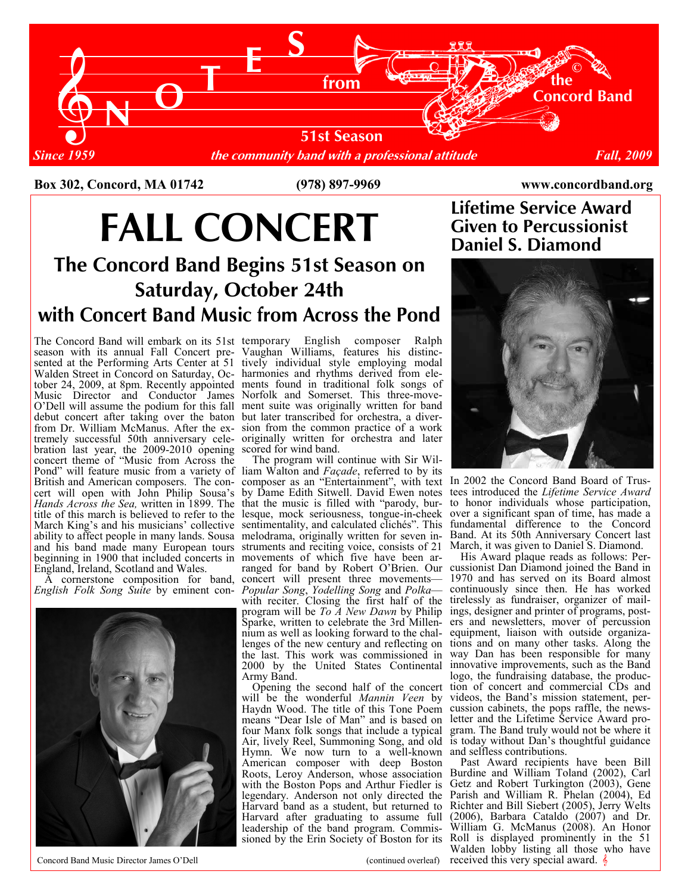# NOTES from the Concord Band

Since 1959 — 51st Season — the community band with a professional attitude — Fall, 2009

**Box 302, Concord, MA 01742** **(978) 897-9969** **www.concordband.org**

# FALL CONCERT

## The Concord Band Begins 51st Season on Saturday, October 24th with Concert Band Music from Across the Pond

The Concord Band will embark on its 51st season with its annual Fall Concert presented at the Performing Arts Center at 51 Walden Street in Concord on Saturday, October 24, 2009, at 8pm. Recently appointed Music Director and Conductor James O'Dell will assume the podium for this fall debut concert after taking over the baton from Dr. William McManus. After the extremely successful 50th anniversary celebration last year, the 2009-2010 opening concert theme of "Music from Across the Pond" will feature music from a variety of British and American composers. The concert will open with John Philip Sousa's *Hands Across the Sea,* written in 1899. The title of this march is believed to refer to the March King's and his musicians' collective ability to affect people in many lands. Sousa and his band made many European tours beginning in 1900 that included concerts in England, Ireland, Scotland and Wales.

A cornerstone composition for band, *English Folk Song Suite* by eminent contemporary English composer Ralph Vaughan Williams, features his distinctively individual style employing modal harmonies and rhythms derived from elements found in traditional folk songs of Norfolk and Somerset. This three-movement suite was originally written for band but later transcribed for orchestra, a diversion from the common practice of a work originally written for orchestra and later scored for wind band.

The program will continue with Sir William Walton and *Façade*, referred to by its composer as an "Entertainment", with text by Dame Edith Sitwell. David Ewen notes that the music is filled with "parody, burlesque, mock seriousness, tongue-in-cheek sentimentality, and calculated clichés". This melodrama, originally written for seven instruments and reciting voice, consists of 21 movements of which five have been arranged for band by Robert O'Brien. Our concert will present three movements—*Popular Song*, *Yodelling Song* and *Polka*—with reciter. Closing the first half of the program will be *To A New Dawn* by Philip Sparke, written to celebrate the 3rd Millennium as well as looking forward to the challenges of the new century and reflecting on the last. This work was commissioned in 2000 by the United States Continental Army Band.

Opening the second half of the concert will be the wonderful *Mannin Veen* by Haydn Wood. The title of this Tone Poem means "Dear Isle of Man" and is based on four Manx folk songs that include a typical Air, lively Reel, Summoning Song, and old Hymn. We now turn to a well-known American composer with deep Boston Roots, Leroy Anderson, whose association with the Boston Pops and Arthur Fiedler is legendary. Anderson not only directed the Harvard band as a student, but returned to Harvard after graduating to assume full leadership of the band program. Commissioned by the Erin Society of Boston for its

(continued overleaf)

Concord Band Music Director James O'Dell

## Lifetime Service Award Given to Percussionist Daniel S. Diamond

In 2002 the Concord Band Board of Trustees introduced the *Lifetime Service Award* to honor individuals whose participation, over a significant span of time, has made a fundamental difference to the Concord Band. At its 50th Anniversary Concert last March, it was given to Daniel S. Diamond.

His Award plaque reads as follows: Percussionist Dan Diamond joined the Band in 1970 and has served on its Board almost continuously since then. He has worked tirelessly as fundraiser, organizer of mailings, designer and printer of programs, posters and newsletters, mover of percussion equipment, liaison with outside organizations and on many other tasks. Along the way Dan has been responsible for many innovative improvements, such as the Band logo, the fundraising database, the production of concert and commercial CDs and videos, the Band's mission statement, percussion cabinets, the pops raffle, the newsletter and the Lifetime Service Award program. The Band truly would not be where it is today without Dan's thoughtful guidance and selfless contributions.

Past Award recipients have been Bill Burdine and William Toland (2002), Carl Getz and Robert Turkington (2003), Gene Parish and William R. Phelan (2004), Ed Richter and Bill Siebert (2005), Jerry Welts (2006), Barbara Cataldo (2007) and Dr. William G. McManus (2008). An Honor Roll is displayed prominently in the 51 Walden lobby listing all those who have received this very special award.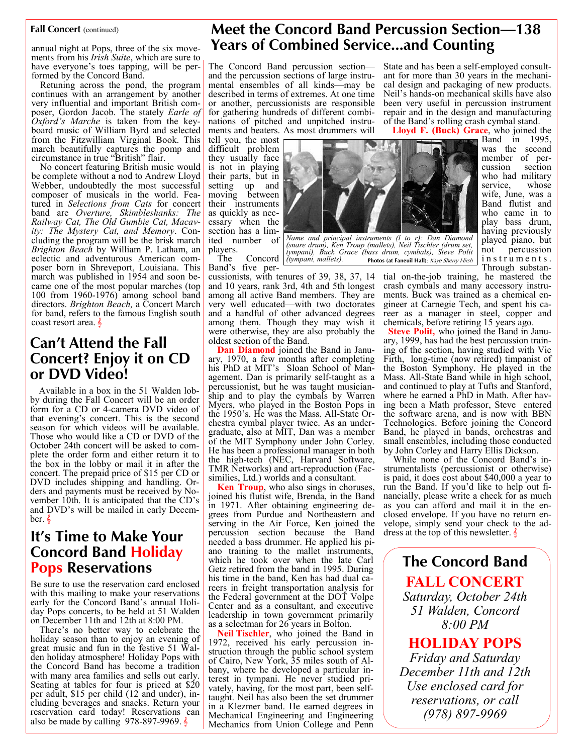**Fall Concert** (continued)

annual night at Pops, three of the six movements from his *Irish Suite*, which are sure to have everyone's toes tapping, will be performed by the Concord Band.

Retuning across the pond, the program continues with an arrangement by another very influential and important British composer, Gordon Jacob. The stately *Earle of Oxford's Marche* is taken from the keyboard music of William Byrd and selected from the Fitzwilliam Virginal Book. This march beautifully captures the pomp and circumstance in true "British" flair.

No concert featuring British music would be complete without a nod to Andrew Lloyd Webber, undoubtedly the most successful composer of musicals in the world. Featured in *Selections from Cats* for concert band are *Overture, Skimbleshanks: The Railway Cat, The Old Gumbie Cat, Macavity: The Mystery Cat, and Memory*. Concluding the program will be the brisk march *Brighton Beach* by William P. Latham, an eclectic and adventurous American composer born in Shreveport, Louisiana. This march was published in 1954 and soon became one of the most popular marches (top 100 from 1960-1976) among school band directors. *Brighton Beach,* a Concert March for band, refers to the famous English south coast resort area.

## Can't Attend the Fall Concert? Enjoy it on CD or DVD Video!

Available in a box in the 51 Walden lobby during the Fall Concert will be an order form for a CD or 4-camera DVD video of that evening's concert. This is the second season for which videos will be available. Those who would like a CD or DVD of the October 24th concert will be asked to complete the order form and either return it to the box in the lobby or mail it in after the concert. The prepaid price of $15 per CD or DVD includes shipping and handling. Orders and payments must be received by November 10th. It is anticipated that the CD's and DVD's will be mailed in early December.

## It's Time to Make Your Concord Band Holiday Pops Reservations

Be sure to use the reservation card enclosed with this mailing to make your reservations early for the Concord Band's annual Holiday Pops concerts, to be held at 51 Walden on December 11th and 12th at 8:00 PM.

There's no better way to celebrate the holiday season than to enjoy an evening of great music and fun in the festive 51 Walden holiday atmosphere! Holiday Pops with the Concord Band has become a tradition with many area families and sells out early. Seating at tables for four is priced at $20 per adult, $15 per child (12 and under), including beverages and snacks. Return your reservation card today! Reservations can also be made by calling 978-897-9969.

# Meet the Concord Band Percussion Section—138 Years of Combined Service...and Counting

The Concord Band percussion section—and the percussion sections of large instrumental ensembles of all kinds—may be described in terms of extremes. At one time or another, percussionists are responsible for gathering hundreds of different combinations of pitched and unpitched instruments and beaters. As most drummers will tell you, the most difficult problem they usually face is not in playing their parts, but in setting up and moving between their instruments as quickly as necessary when the section has a limited number of players.

*Name and principal instruments (l to r): Dan Diamond (snare drum), Ken Troup (mallets), Neil Tischler (drum set, tympani), Buck Grace (bass drum, cymbals), Steve Polit (tympani, mallets).* **Photos (at Faneuil Hall)**: *Kaye Sherry Hirsh*

The Concord Band's five percussionists, with tenures of 39, 38, 37, 14 and 10 years, rank 3rd, 4th and 5th longest among all active Band members. They are very well educated—with two doctorates and a handful of other advanced degrees among them. Though they may wish it were otherwise, they are also probably the oldest section of the Band.

**Dan Diamond** joined the Band in January, 1970, a few months after completing his PhD at MIT's Sloan School of Management. Dan is primarily self-taught as a percussionist, but he was taught musicianship and to play the cymbals by Warren Myers, who played in the Boston Pops in the 1950's. He was the Mass. All-State Orchestra cymbal player twice. As an undergraduate, also at MIT, Dan was a member of the MIT Symphony under John Corley. He has been a professional manager in both the high-tech (NEC, Harvard Software, TMR Networks) and art-reproduction (Facsimilies, Ltd.) worlds and a consultant.

**Ken Troup**, who also sings in choruses, joined his flutist wife, Brenda, in the Band in 1971. After obtaining engineering degrees from Purdue and Northeastern and serving in the Air Force, Ken joined the percussion section because the Band needed a bass drummer. He applied his piano training to the mallet instruments, which he took over when the late Carl Getz retired from the band in 1995. During his time in the band, Ken has had dual careers in freight transportation analysis for the Federal government at the DOT Volpe Center and as a consultant, and executive leadership in town government primarily as a selectman for 26 years in Bolton.

**Neil Tischler**, who joined the Band in 1972, received his early percussion instruction through the public school system of Cairo, New York, 35 miles south of Albany, where he developed a particular interest in tympani. He never studied privately, having, for the most part, been self-taught. Neil has also been the set drummer in a Klezmer band. He earned degrees in Mechanical Engineering and Engineering Mechanics from Union College and Penn State and has been a self-employed consultant for more than 30 years in the mechanical design and packaging of new products. Neil's hands-on mechanical skills have also been very useful in percussion instrument repair and in the design and manufacturing of the Band's rolling crash cymbal stand.

**Lloyd F. (Buck) Grace**, who joined the Band in 1995, was the second member of percussion section who had military service, whose wife, June, was a Band flutist and who came in to play bass drum, having previously played piano, but not percussion instruments. Through substantial on-the-job training, he mastered the crash cymbals and many accessory instruments. Buck was trained as a chemical engineer at Carnegie Tech, and spent his career as a manager in steel, copper and chemicals, before retiring 15 years ago.

**Steve Polit,** who joined the Band in January, 1999, has had the best percussion training of the section, having studied with Vic Firth, long-time (now retired) timpanist of the Boston Symphony. He played in the Mass. All-State Band while in high school, and continued to play at Tufts and Stanford, where he earned a PhD in Math. After having been a Math professor, Steve entered the software arena, and is now with BBN Technologies. Before joining the Concord Band, he played in bands, orchestras and small ensembles, including those conducted by John Corley and Harry Ellis Dickson.

While none of the Concord Band's instrumentalists (percussionist or otherwise) is paid, it does cost about $40,000 a year to run the Band. If you'd like to help out financially, please write a check for as much as you can afford and mail it in the enclosed envelope. If you have no return envelope, simply send your check to the address at the top of this newsletter.

## The Concord Band

**FALL CONCERT**

*Saturday, October 24th*
*51 Walden, Concord*
*8:00 PM*

**HOLIDAY POPS**

*Friday and Saturday*
*December 11th and 12th*
*Use enclosed card for reservations, or call (978) 897-9969*